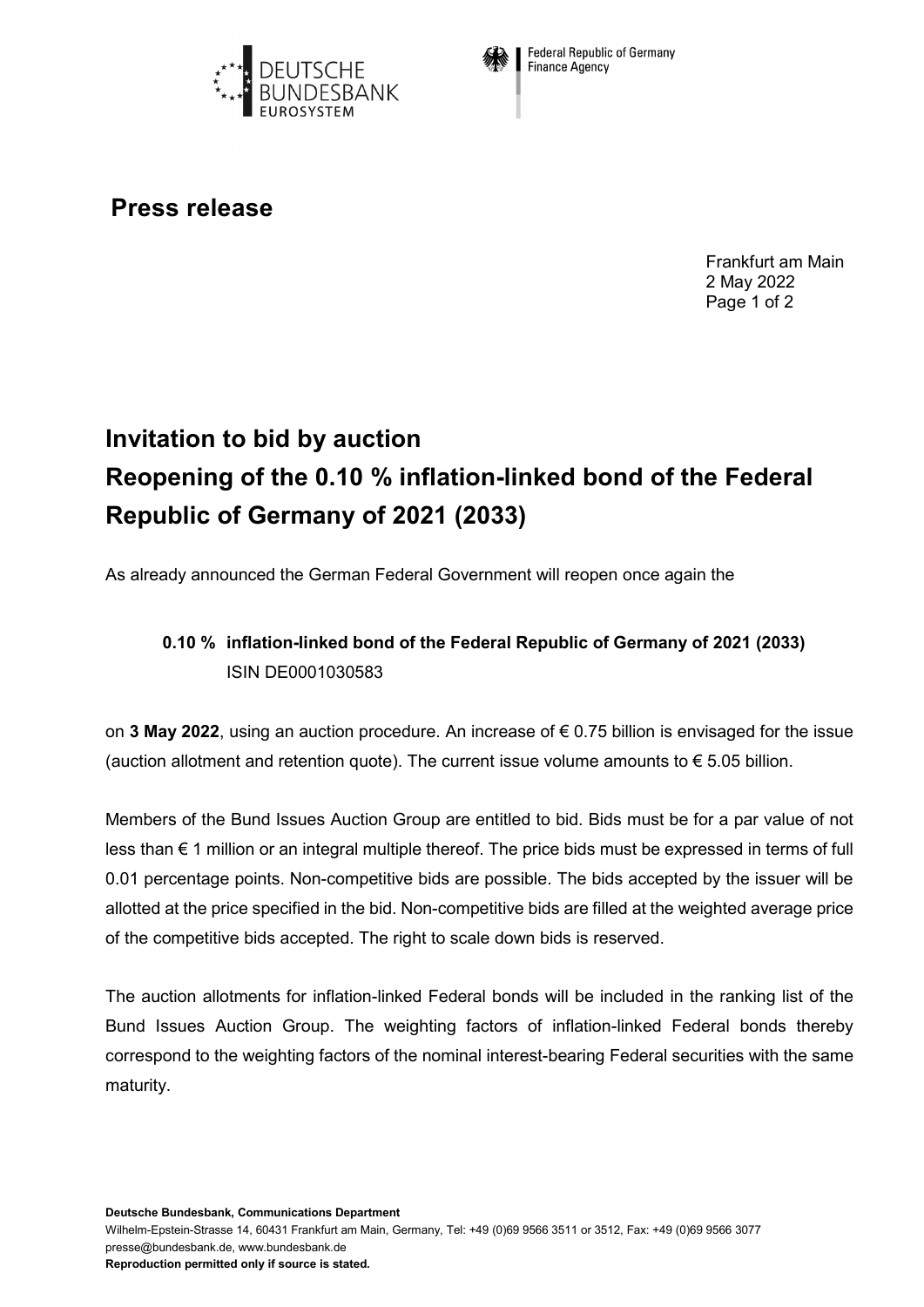# Press release

Frankfurt am Main
2 May 2022

## Invitation to bid by auction
## Reopening of the 0.10 % inflation-linked bond of the Federal Republic of Germany of 2021 (2033)

As already announced the German Federal Government will reopen once again the

**0.10 % inflation-linked bond of the Federal Republic of Germany of 2021 (2033)**
ISIN DE0001030583

on **3 May 2022**, using an auction procedure. An increase of € 0.75 billion is envisaged for the issue (auction allotment and retention quote). The current issue volume amounts to € 5.05 billion.

Members of the Bund Issues Auction Group are entitled to bid. Bids must be for a par value of not less than € 1 million or an integral multiple thereof. The price bids must be expressed in terms of full 0.01 percentage points. Non-competitive bids are possible. The bids accepted by the issuer will be allotted at the price specified in the bid. Non-competitive bids are filled at the weighted average price of the competitive bids accepted. The right to scale down bids is reserved.

The auction allotments for inflation-linked Federal bonds will be included in the ranking list of the Bund Issues Auction Group. The weighting factors of inflation-linked Federal bonds thereby correspond to the weighting factors of the nominal interest-bearing Federal securities with the same maturity.

**Deutsche Bundesbank, Communications Department**
Wilhelm-Epstein-Strasse 14, 60431 Frankfurt am Main, Germany, Tel: +49 (0)69 9566 3511 or 3512, Fax: +49 (0)69 9566 3077
presse@bundesbank.de, www.bundesbank.de
**Reproduction permitted only if source is stated.**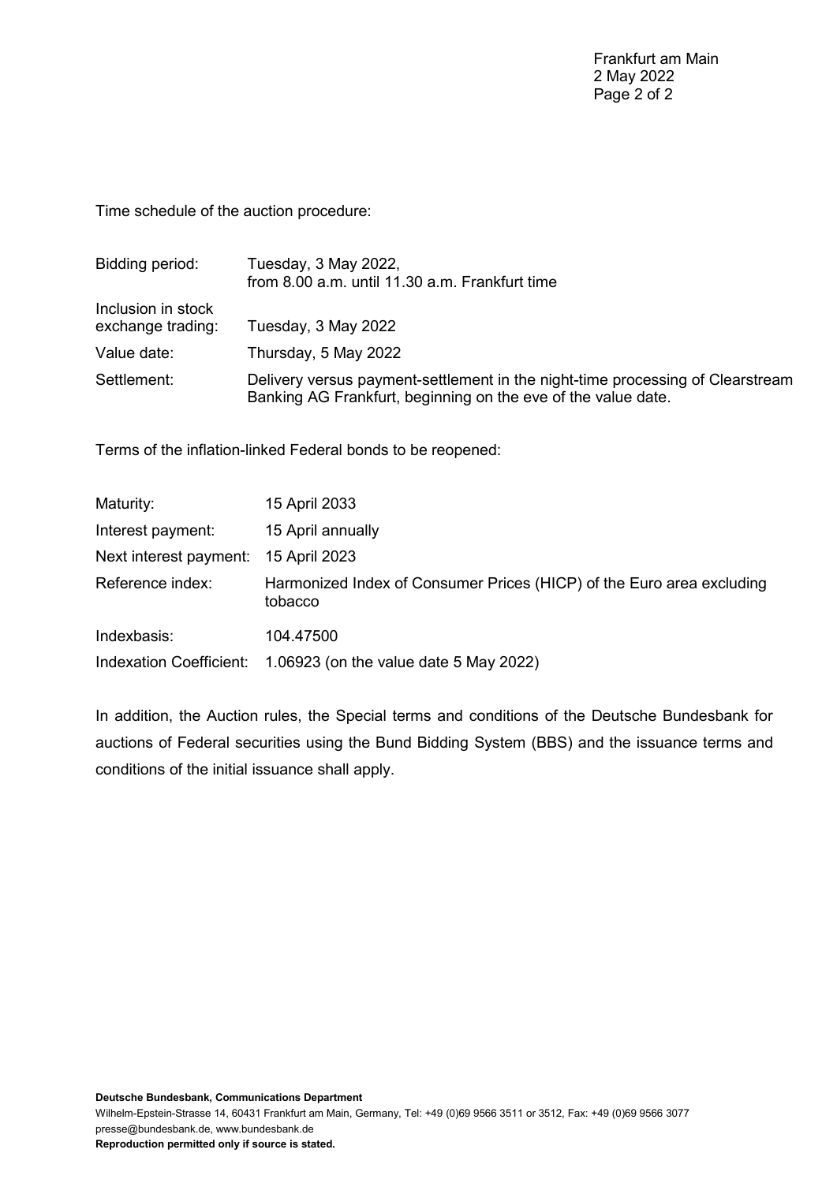Frankfurt am Main
2 May 2022

Time schedule of the auction procedure:

| | |
|---|---|
| Bidding period: | Tuesday, 3 May 2022, from 8.00 a.m. until 11.30 a.m. Frankfurt time |
| Inclusion in stock exchange trading: | Tuesday, 3 May 2022 |
| Value date: | Thursday, 5 May 2022 |
| Settlement: | Delivery versus payment-settlement in the night-time processing of Clearstream Banking AG Frankfurt, beginning on the eve of the value date. |

Terms of the inflation-linked Federal bonds to be reopened:

| | |
|---|---|
| Maturity: | 15 April 2033 |
| Interest payment: | 15 April annually |
| Next interest payment: | 15 April 2023 |
| Reference index: | Harmonized Index of Consumer Prices (HICP) of the Euro area excluding tobacco |
| Indexbasis: | 104.47500 |
| Indexation Coefficient: | 1.06923 (on the value date 5 May 2022) |

In addition, the Auction rules, the Special terms and conditions of the Deutsche Bundesbank for auctions of Federal securities using the Bund Bidding System (BBS) and the issuance terms and conditions of the initial issuance shall apply.

**Deutsche Bundesbank, Communications Department**
Wilhelm-Epstein-Strasse 14, 60431 Frankfurt am Main, Germany, Tel: +49 (0)69 9566 3511 or 3512, Fax: +49 (0)69 9566 3077
presse@bundesbank.de, www.bundesbank.de
**Reproduction permitted only if source is stated.**